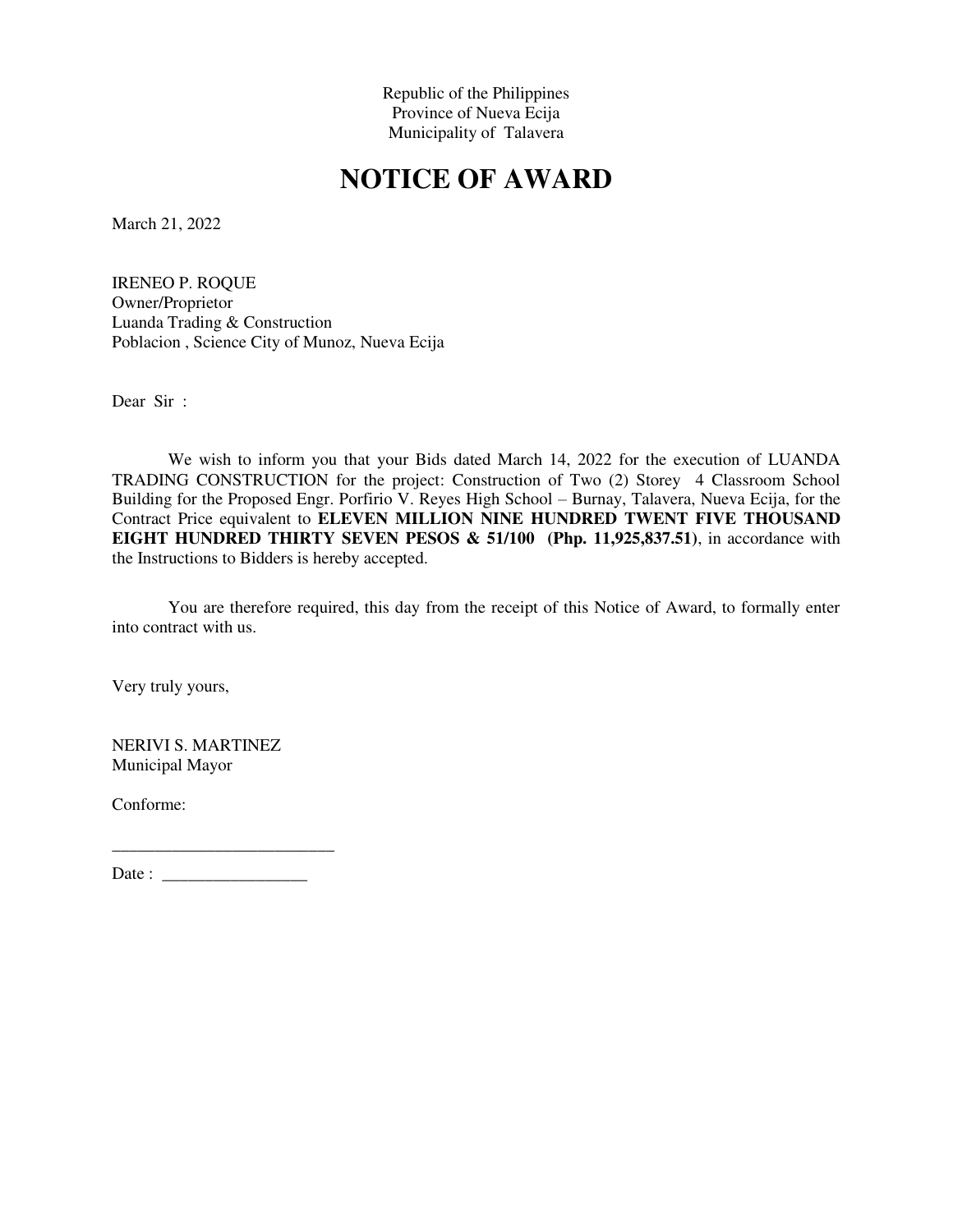Republic of the Philippines
Province of Nueva Ecija
Municipality of Talavera

# NOTICE OF AWARD

March 21, 2022

IRENEO P. ROQUE
Owner/Proprietor
Luanda Trading & Construction
Poblacion , Science City of Munoz, Nueva Ecija

Dear Sir :

We wish to inform you that your Bids dated March 14, 2022 for the execution of LUANDA TRADING CONSTRUCTION for the project: Construction of Two (2) Storey 4 Classroom School Building for the Proposed Engr. Porfirio V. Reyes High School – Burnay, Talavera, Nueva Ecija, for the Contract Price equivalent to **ELEVEN MILLION NINE HUNDRED TWENT FIVE THOUSAND EIGHT HUNDRED THIRTY SEVEN PESOS & 51/100 (Php. 11,925,837.51)**, in accordance with the Instructions to Bidders is hereby accepted.

You are therefore required, this day from the receipt of this Notice of Award, to formally enter into contract with us.

Very truly yours,

NERIVI S. MARTINEZ
Municipal Mayor

Conforme:

__________________________

Date : _________________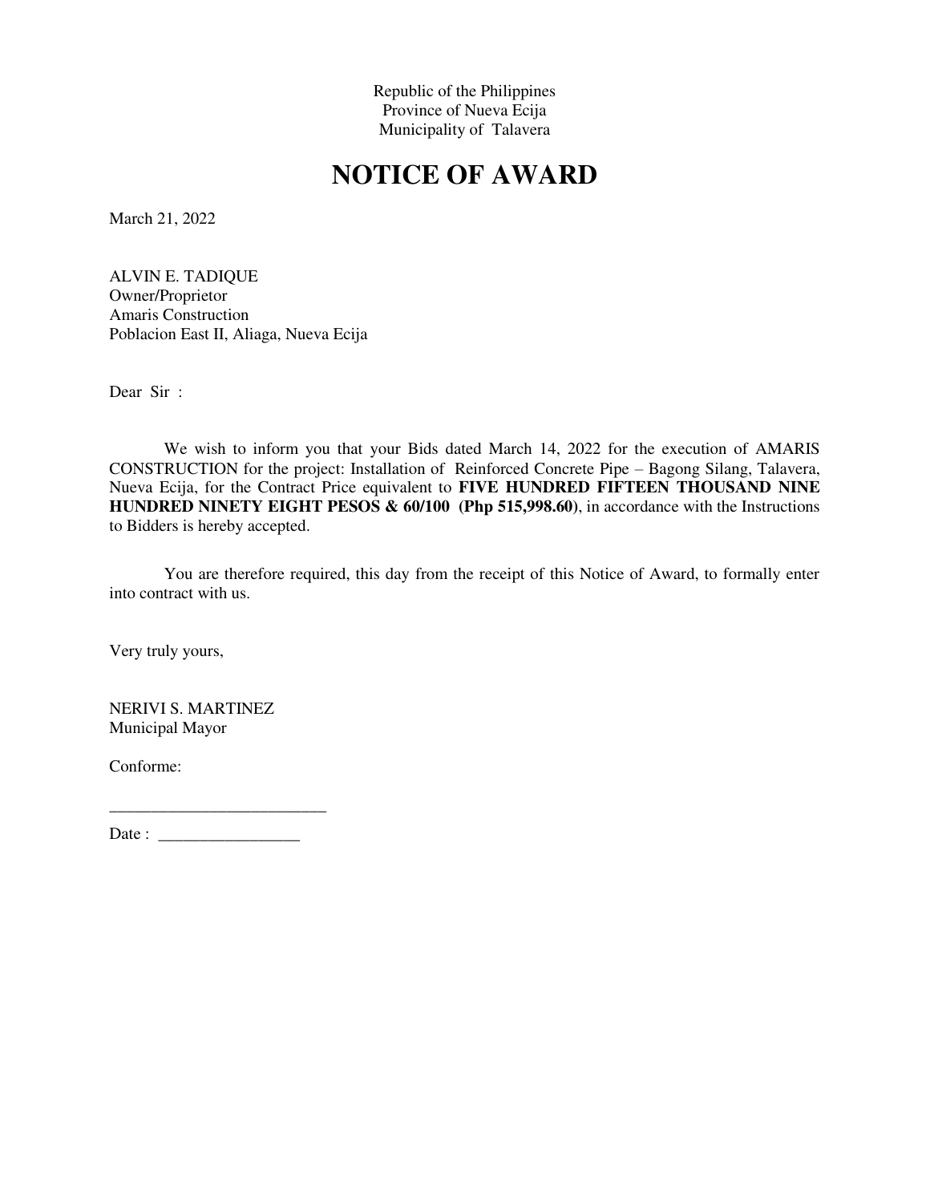Republic of the Philippines
Province of Nueva Ecija
Municipality of Talavera

# NOTICE OF AWARD

March 21, 2022

ALVIN E. TADIQUE
Owner/Proprietor
Amaris Construction
Poblacion East II, Aliaga, Nueva Ecija

Dear Sir :

We wish to inform you that your Bids dated March 14, 2022 for the execution of AMARIS CONSTRUCTION for the project: Installation of Reinforced Concrete Pipe – Bagong Silang, Talavera, Nueva Ecija, for the Contract Price equivalent to **FIVE HUNDRED FIFTEEN THOUSAND NINE HUNDRED NINETY EIGHT PESOS & 60/100 (Php 515,998.60)**, in accordance with the Instructions to Bidders is hereby accepted.

You are therefore required, this day from the receipt of this Notice of Award, to formally enter into contract with us.

Very truly yours,

NERIVI S. MARTINEZ
Municipal Mayor

Conforme:

__________________________

Date : _________________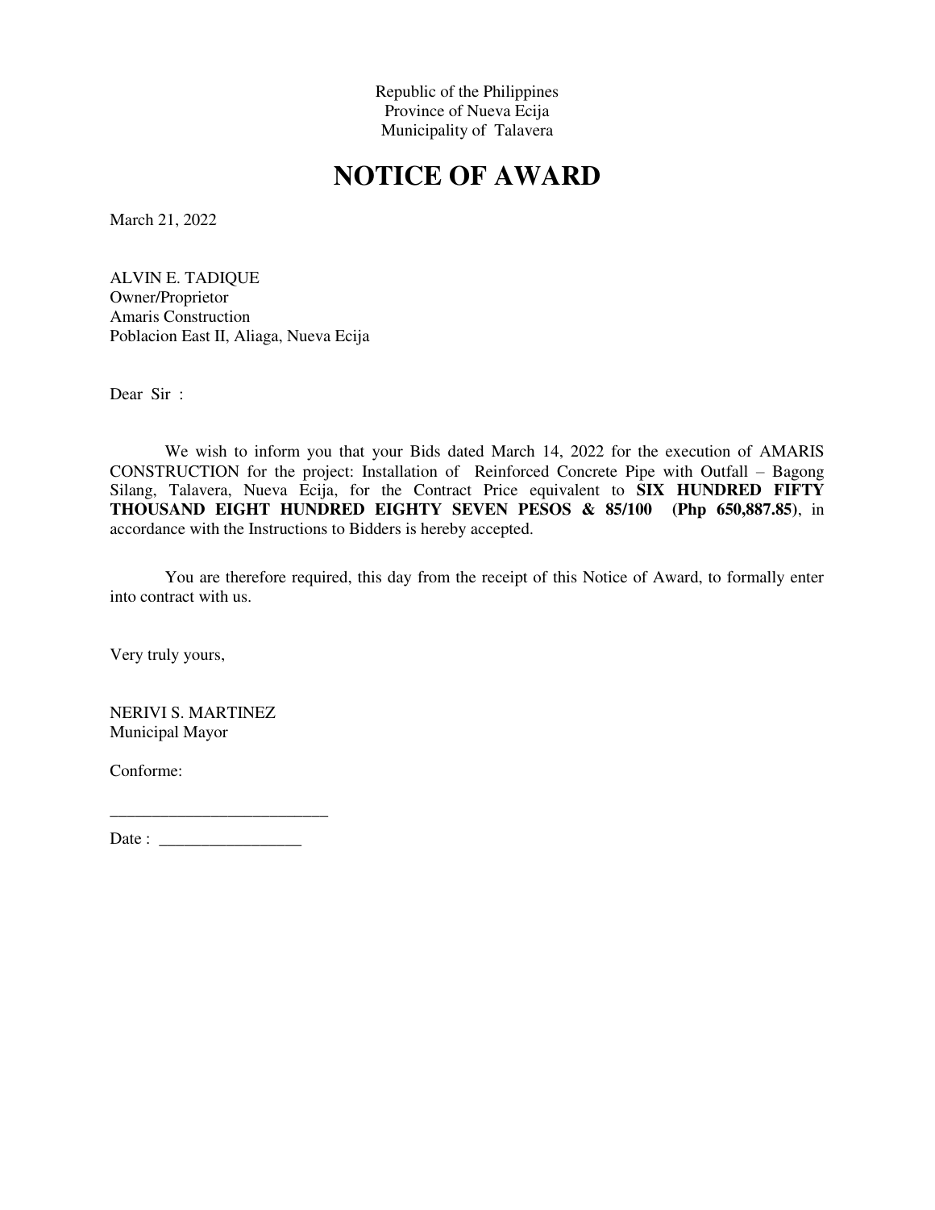Republic of the Philippines
Province of Nueva Ecija
Municipality of Talavera

# NOTICE OF AWARD

March 21, 2022

ALVIN E. TADIQUE
Owner/Proprietor
Amaris Construction
Poblacion East II, Aliaga, Nueva Ecija

Dear Sir :

We wish to inform you that your Bids dated March 14, 2022 for the execution of AMARIS CONSTRUCTION for the project: Installation of Reinforced Concrete Pipe with Outfall – Bagong Silang, Talavera, Nueva Ecija, for the Contract Price equivalent to **SIX HUNDRED FIFTY THOUSAND EIGHT HUNDRED EIGHTY SEVEN PESOS & 85/100 (Php 650,887.85)**, in accordance with the Instructions to Bidders is hereby accepted.

You are therefore required, this day from the receipt of this Notice of Award, to formally enter into contract with us.

Very truly yours,

NERIVI S. MARTINEZ
Municipal Mayor

Conforme:

__________________________

Date : _________________